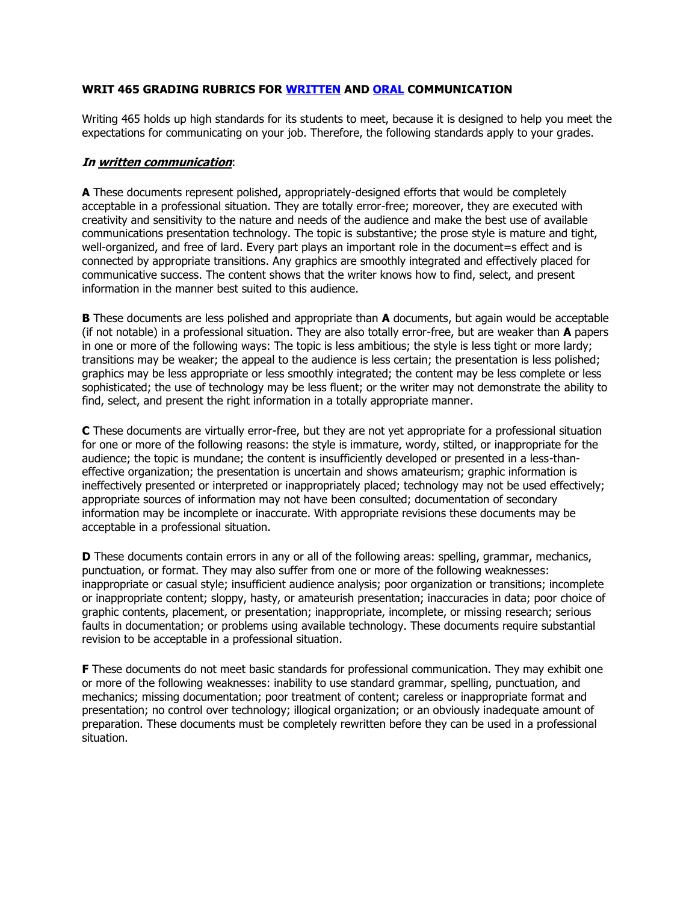**WRIT 465 GRADING RUBRICS FOR WRITTEN AND ORAL COMMUNICATION**

Writing 465 holds up high standards for its students to meet, because it is designed to help you meet the expectations for communicating on your job. Therefore, the following standards apply to your grades.

***In written communication*:**

**A** These documents represent polished, appropriately-designed efforts that would be completely acceptable in a professional situation. They are totally error-free; moreover, they are executed with creativity and sensitivity to the nature and needs of the audience and make the best use of available communications presentation technology. The topic is substantive; the prose style is mature and tight, well-organized, and free of lard. Every part plays an important role in the document=s effect and is connected by appropriate transitions. Any graphics are smoothly integrated and effectively placed for communicative success. The content shows that the writer knows how to find, select, and present information in the manner best suited to this audience.

**B** These documents are less polished and appropriate than **A** documents, but again would be acceptable (if not notable) in a professional situation. They are also totally error-free, but are weaker than **A** papers in one or more of the following ways: The topic is less ambitious; the style is less tight or more lardy; transitions may be weaker; the appeal to the audience is less certain; the presentation is less polished; graphics may be less appropriate or less smoothly integrated; the content may be less complete or less sophisticated; the use of technology may be less fluent; or the writer may not demonstrate the ability to find, select, and present the right information in a totally appropriate manner.

**C** These documents are virtually error-free, but they are not yet appropriate for a professional situation for one or more of the following reasons: the style is immature, wordy, stilted, or inappropriate for the audience; the topic is mundane; the content is insufficiently developed or presented in a less-than-effective organization; the presentation is uncertain and shows amateurism; graphic information is ineffectively presented or interpreted or inappropriately placed; technology may not be used effectively; appropriate sources of information may not have been consulted; documentation of secondary information may be incomplete or inaccurate. With appropriate revisions these documents may be acceptable in a professional situation.

**D** These documents contain errors in any or all of the following areas: spelling, grammar, mechanics, punctuation, or format. They may also suffer from one or more of the following weaknesses: inappropriate or casual style; insufficient audience analysis; poor organization or transitions; incomplete or inappropriate content; sloppy, hasty, or amateurish presentation; inaccuracies in data; poor choice of graphic contents, placement, or presentation; inappropriate, incomplete, or missing research; serious faults in documentation; or problems using available technology. These documents require substantial revision to be acceptable in a professional situation.

**F** These documents do not meet basic standards for professional communication. They may exhibit one or more of the following weaknesses: inability to use standard grammar, spelling, punctuation, and mechanics; missing documentation; poor treatment of content; careless or inappropriate format and presentation; no control over technology; illogical organization; or an obviously inadequate amount of preparation. These documents must be completely rewritten before they can be used in a professional situation.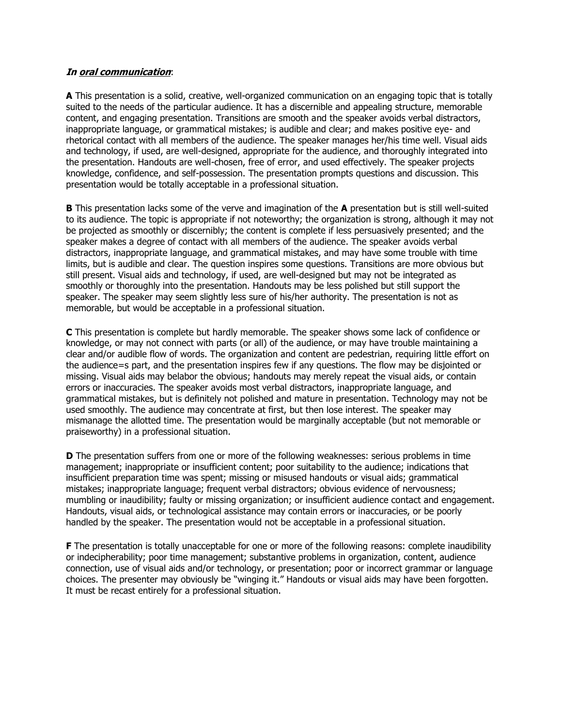***In <u>oral communication</u>*:**

**A** This presentation is a solid, creative, well-organized communication on an engaging topic that is totally suited to the needs of the particular audience. It has a discernible and appealing structure, memorable content, and engaging presentation. Transitions are smooth and the speaker avoids verbal distractors, inappropriate language, or grammatical mistakes; is audible and clear; and makes positive eye- and rhetorical contact with all members of the audience. The speaker manages her/his time well. Visual aids and technology, if used, are well-designed, appropriate for the audience, and thoroughly integrated into the presentation. Handouts are well-chosen, free of error, and used effectively. The speaker projects knowledge, confidence, and self-possession. The presentation prompts questions and discussion. This presentation would be totally acceptable in a professional situation.

**B** This presentation lacks some of the verve and imagination of the **A** presentation but is still well-suited to its audience. The topic is appropriate if not noteworthy; the organization is strong, although it may not be projected as smoothly or discernibly; the content is complete if less persuasively presented; and the speaker makes a degree of contact with all members of the audience. The speaker avoids verbal distractors, inappropriate language, and grammatical mistakes, and may have some trouble with time limits, but is audible and clear. The question inspires some questions. Transitions are more obvious but still present. Visual aids and technology, if used, are well-designed but may not be integrated as smoothly or thoroughly into the presentation. Handouts may be less polished but still support the speaker. The speaker may seem slightly less sure of his/her authority. The presentation is not as memorable, but would be acceptable in a professional situation.

**C** This presentation is complete but hardly memorable. The speaker shows some lack of confidence or knowledge, or may not connect with parts (or all) of the audience, or may have trouble maintaining a clear and/or audible flow of words. The organization and content are pedestrian, requiring little effort on the audience=s part, and the presentation inspires few if any questions. The flow may be disjointed or missing. Visual aids may belabor the obvious; handouts may merely repeat the visual aids, or contain errors or inaccuracies. The speaker avoids most verbal distractors, inappropriate language, and grammatical mistakes, but is definitely not polished and mature in presentation. Technology may not be used smoothly. The audience may concentrate at first, but then lose interest. The speaker may mismanage the allotted time. The presentation would be marginally acceptable (but not memorable or praiseworthy) in a professional situation.

**D** The presentation suffers from one or more of the following weaknesses: serious problems in time management; inappropriate or insufficient content; poor suitability to the audience; indications that insufficient preparation time was spent; missing or misused handouts or visual aids; grammatical mistakes; inappropriate language; frequent verbal distractors; obvious evidence of nervousness; mumbling or inaudibility; faulty or missing organization; or insufficient audience contact and engagement. Handouts, visual aids, or technological assistance may contain errors or inaccuracies, or be poorly handled by the speaker. The presentation would not be acceptable in a professional situation.

**F** The presentation is totally unacceptable for one or more of the following reasons: complete inaudibility or indecipherability; poor time management; substantive problems in organization, content, audience connection, use of visual aids and/or technology, or presentation; poor or incorrect grammar or language choices. The presenter may obviously be "winging it." Handouts or visual aids may have been forgotten. It must be recast entirely for a professional situation.